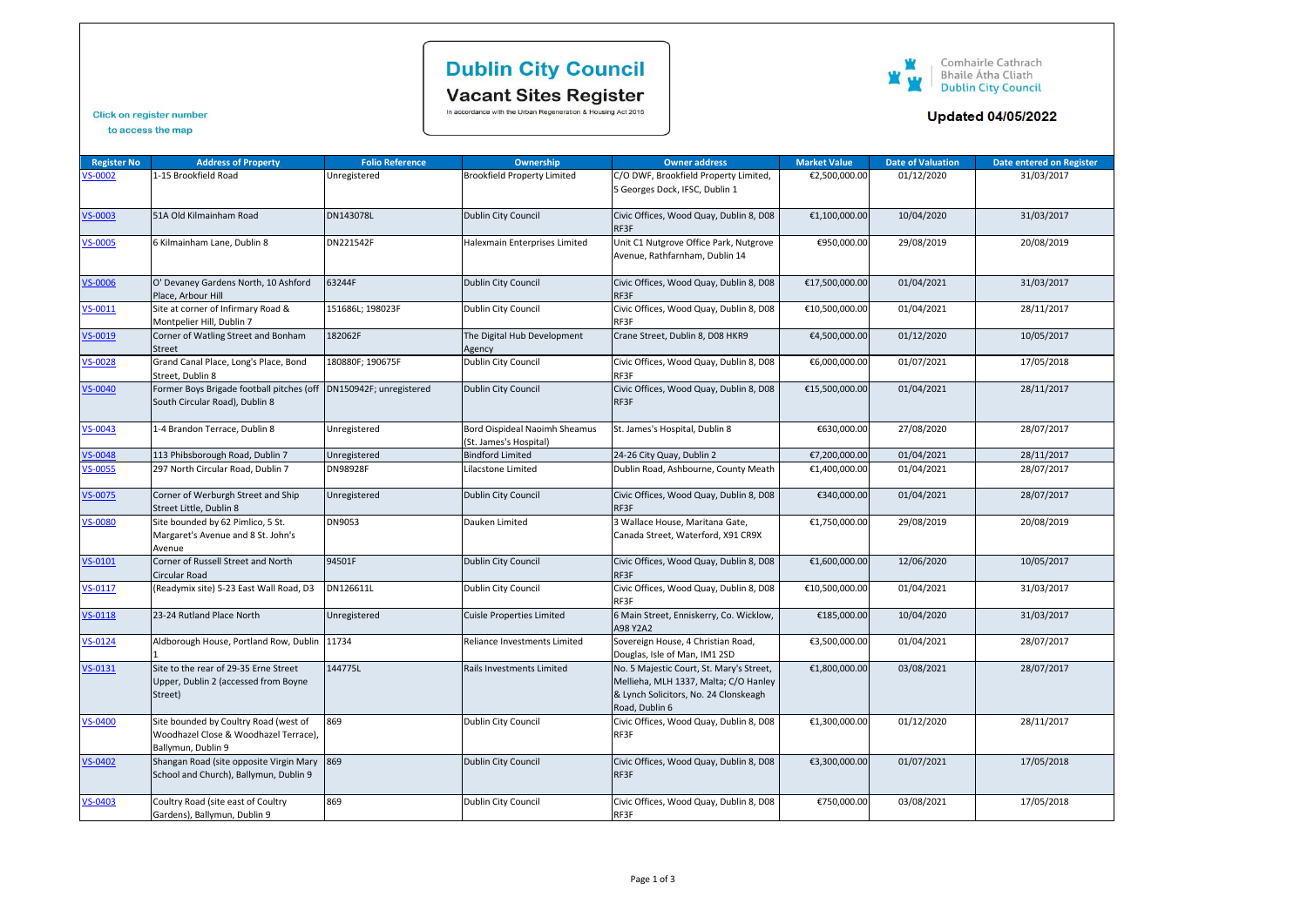# Dublin City Council

## Vacant Sites Register

In accordance with the Urban Regeneration & Housing Act 2015

Comhairle Cathrach Bhaile Átha Cliath Dublin City Council

**Updated 04/05/2022**

Click on register number to access the map

| Register No | Address of Property | Folio Reference | Ownership | Owner address | Market Value | Date of Valuation | Date entered on Register |
|---|---|---|---|---|---|---|---|
| VS-0002 | 1-15 Brookfield Road | Unregistered | Brookfield Property Limited | C/O DWF, Brookfield Property Limited, 5 Georges Dock, IFSC, Dublin 1 | €2,500,000.00 | 01/12/2020 | 31/03/2017 |
| VS-0003 | 51A Old Kilmainham Road | DN143078L | Dublin City Council | Civic Offices, Wood Quay, Dublin 8, D08 RF3F | €1,100,000.00 | 10/04/2020 | 31/03/2017 |
| VS-0005 | 6 Kilmainham Lane, Dublin 8 | DN221542F | Halexmain Enterprises Limited | Unit C1 Nutgrove Office Park, Nutgrove Avenue, Rathfarnham, Dublin 14 | €950,000.00 | 29/08/2019 | 20/08/2019 |
| VS-0006 | O' Devaney Gardens North, 10 Ashford Place, Arbour Hill | 63244F | Dublin City Council | Civic Offices, Wood Quay, Dublin 8, D08 RF3F | €17,500,000.00 | 01/04/2021 | 31/03/2017 |
| VS-0011 | Site at corner of Infirmary Road & Montpelier Hill, Dublin 7 | 151686L; 198023F | Dublin City Council | Civic Offices, Wood Quay, Dublin 8, D08 RF3F | €10,500,000.00 | 01/04/2021 | 28/11/2017 |
| VS-0019 | Corner of Watling Street and Bonham Street | 182062F | The Digital Hub Development Agency | Crane Street, Dublin 8, D08 HKR9 | €4,500,000.00 | 01/12/2020 | 10/05/2017 |
| VS-0028 | Grand Canal Place, Long's Place, Bond Street, Dublin 8 | 180880F; 190675F | Dublin City Council | Civic Offices, Wood Quay, Dublin 8, D08 RF3F | €6,000,000.00 | 01/07/2021 | 17/05/2018 |
| VS-0040 | Former Boys Brigade football pitches (off South Circular Road), Dublin 8 | DN150942F; unregistered | Dublin City Council | Civic Offices, Wood Quay, Dublin 8, D08 RF3F | €15,500,000.00 | 01/04/2021 | 28/11/2017 |
| VS-0043 | 1-4 Brandon Terrace, Dublin 8 | Unregistered | Bord Oispideal Naoimh Sheamus (St. James's Hospital) | St. James's Hospital, Dublin 8 | €630,000.00 | 27/08/2020 | 28/07/2017 |
| VS-0048 | 113 Phibsborough Road, Dublin 7 | Unregistered | Bindford Limited | 24-26 City Quay, Dublin 2 | €7,200,000.00 | 01/04/2021 | 28/11/2017 |
| VS-0055 | 297 North Circular Road, Dublin 7 | DN98928F | Lilacstone Limited | Dublin Road, Ashbourne, County Meath | €1,400,000.00 | 01/04/2021 | 28/07/2017 |
| VS-0075 | Corner of Werburgh Street and Ship Street Little, Dublin 8 | Unregistered | Dublin City Council | Civic Offices, Wood Quay, Dublin 8, D08 RF3F | €340,000.00 | 01/04/2021 | 28/07/2017 |
| VS-0080 | Site bounded by 62 Pimlico, 5 St. Margaret's Avenue and 8 St. John's Avenue | DN9053 | Dauken Limited | 3 Wallace House, Maritana Gate, Canada Street, Waterford, X91 CR9X | €1,750,000.00 | 29/08/2019 | 20/08/2019 |
| VS-0101 | Corner of Russell Street and North Circular Road | 94501F | Dublin City Council | Civic Offices, Wood Quay, Dublin 8, D08 RF3F | €1,600,000.00 | 12/06/2020 | 10/05/2017 |
| VS-0117 | (Readymix site) 5-23 East Wall Road, D3 | DN126611L | Dublin City Council | Civic Offices, Wood Quay, Dublin 8, D08 RF3F | €10,500,000.00 | 01/04/2021 | 31/03/2017 |
| VS-0118 | 23-24 Rutland Place North | Unregistered | Cuisle Properties Limited | 6 Main Street, Enniskerry, Co. Wicklow, A98 Y2A2 | €185,000.00 | 10/04/2020 | 31/03/2017 |
| VS-0124 | Aldborough House, Portland Row, Dublin 1 | 11734 | Reliance Investments Limited | Sovereign House, 4 Christian Road, Douglas, Isle of Man, IM1 2SD | €3,500,000.00 | 01/04/2021 | 28/07/2017 |
| VS-0131 | Site to the rear of 29-35 Erne Street Upper, Dublin 2 (accessed from Boyne Street) | 144775L | Rails Investments Limited | No. 5 Majestic Court, St. Mary's Street, Mellieha, MLH 1337, Malta; C/O Hanley & Lynch Solicitors, No. 24 Clonskeagh Road, Dublin 6 | €1,800,000.00 | 03/08/2021 | 28/07/2017 |
| VS-0400 | Site bounded by Coultry Road (west of Woodhazel Close & Woodhazel Terrace), Ballymun, Dublin 9 | 869 | Dublin City Council | Civic Offices, Wood Quay, Dublin 8, D08 RF3F | €1,300,000.00 | 01/12/2020 | 28/11/2017 |
| VS-0402 | Shangan Road (site opposite Virgin Mary School and Church), Ballymun, Dublin 9 | 869 | Dublin City Council | Civic Offices, Wood Quay, Dublin 8, D08 RF3F | €3,300,000.00 | 01/07/2021 | 17/05/2018 |
| VS-0403 | Coultry Road (site east of Coultry Gardens), Ballymun, Dublin 9 | 869 | Dublin City Council | Civic Offices, Wood Quay, Dublin 8, D08 RF3F | €750,000.00 | 03/08/2021 | 17/05/2018 |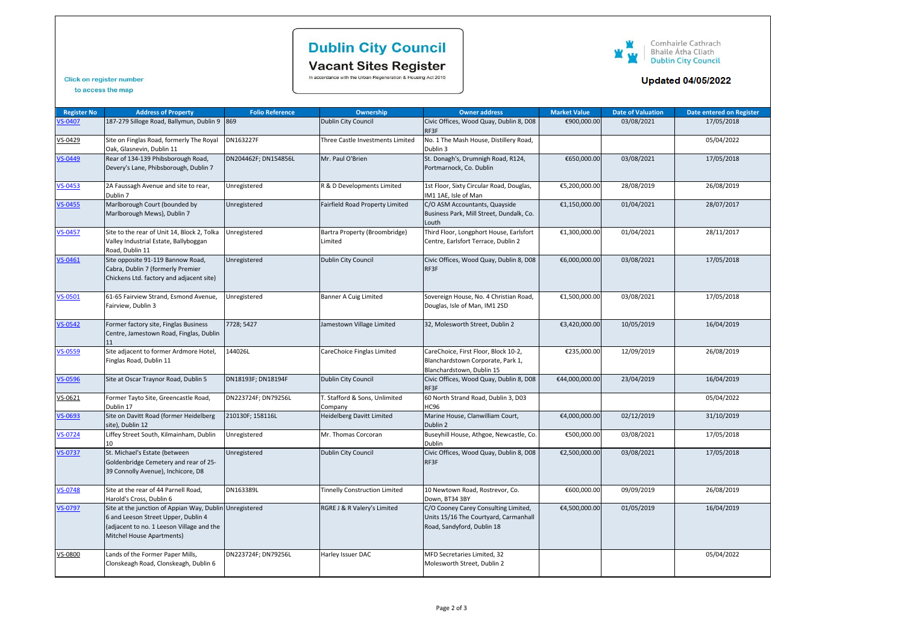Click on register number to access the map

# Dublin City Council

## Vacant Sites Register

In accordance with the Urban Regeneration & Housing Act 2015

Comhairle Cathrach Bhaile Átha Cliath Dublin City Council

**Updated 04/05/2022**

| Register No | Address of Property | Folio Reference | Ownership | Owner address | Market Value | Date of Valuation | Date entered on Register |
|---|---|---|---|---|---|---|---|
| VS-0407 | 187-279 Silloge Road, Ballymun, Dublin 9 | 869 | Dublin City Council | Civic Offices, Wood Quay, Dublin 8, D08 RF3F | €900,000.00 | 03/08/2021 | 17/05/2018 |
| VS-0429 | Site on Finglas Road, formerly The Royal Oak, Glasnevin, Dublin 11 | DN163227F | Three Castle Investments Limited | No. 1 The Mash House, Distillery Road, Dublin 3 | | | 05/04/2022 |
| VS-0449 | Rear of 134-139 Phibsborough Road, Devery's Lane, Phibsborough, Dublin 7 | DN204462F; DN154856L | Mr. Paul O'Brien | St. Donagh's, Drumnigh Road, R124, Portmarnock, Co. Dublin | €650,000.00 | 03/08/2021 | 17/05/2018 |
| VS-0453 | 2A Faussagh Avenue and site to rear, Dublin 7 | Unregistered | R & D Developments Limited | 1st Floor, Sixty Circular Road, Douglas, IM1 1AE, Isle of Man | €5,200,000.00 | 28/08/2019 | 26/08/2019 |
| VS-0455 | Marlborough Court (bounded by Marlborough Mews), Dublin 7 | Unregistered | Fairfield Road Property Limited | C/O ASM Accountants, Quayside Business Park, Mill Street, Dundalk, Co. Louth | €1,150,000.00 | 01/04/2021 | 28/07/2017 |
| VS-0457 | Site to the rear of Unit 14, Block 2, Tolka Valley Industrial Estate, Ballyboggan Road, Dublin 11 | Unregistered | Bartra Property (Broombridge) Limited | Third Floor, Longphort House, Earlsfort Centre, Earlsfort Terrace, Dublin 2 | €1,300,000.00 | 01/04/2021 | 28/11/2017 |
| VS-0461 | Site opposite 91-119 Bannow Road, Cabra, Dublin 7 (formerly Premier Chickens Ltd. factory and adjacent site) | Unregistered | Dublin City Council | Civic Offices, Wood Quay, Dublin 8, D08 RF3F | €6,000,000.00 | 03/08/2021 | 17/05/2018 |
| VS-0501 | 61-65 Fairview Strand, Esmond Avenue, Fairview, Dublin 3 | Unregistered | Banner A Cuig Limited | Sovereign House, No. 4 Christian Road, Douglas, Isle of Man, IM1 2SD | €1,500,000.00 | 03/08/2021 | 17/05/2018 |
| VS-0542 | Former factory site, Finglas Business Centre, Jamestown Road, Finglas, Dublin 11 | 7728; 5427 | Jamestown Village Limited | 32, Molesworth Street, Dublin 2 | €3,420,000.00 | 10/05/2019 | 16/04/2019 |
| VS-0559 | Site adjacent to former Ardmore Hotel, Finglas Road, Dublin 11 | 144026L | CareChoice Finglas Limited | CareChoice, First Floor, Block 10-2, Blanchardstown Corporate, Park 1, Blanchardstown, Dublin 15 | €235,000.00 | 12/09/2019 | 26/08/2019 |
| VS-0596 | Site at Oscar Traynor Road, Dublin 5 | DN18193F; DN18194F | Dublin City Council | Civic Offices, Wood Quay, Dublin 8, D08 RF3F | €44,000,000.00 | 23/04/2019 | 16/04/2019 |
| VS-0621 | Former Tayto Site, Greencastle Road, Dublin 17 | DN223724F; DN79256L | T. Stafford & Sons, Unlimited Company | 60 North Strand Road, Dublin 3, D03 HC96 | | | 05/04/2022 |
| VS-0693 | Site on Davitt Road (former Heidelberg site), Dublin 12 | 210130F; 158116L | Heidelberg Davitt Limited | Marine House, Clanwilliam Court, Dublin 2 | €4,000,000.00 | 02/12/2019 | 31/10/2019 |
| VS-0724 | Liffey Street South, Kilmainham, Dublin 10 | Unregistered | Mr. Thomas Corcoran | Buseyhill House, Athgoe, Newcastle, Co. Dublin | €500,000.00 | 03/08/2021 | 17/05/2018 |
| VS-0737 | St. Michael's Estate (between Goldenbridge Cemetery and rear of 25-39 Connolly Avenue), Inchicore, D8 | Unregistered | Dublin City Council | Civic Offices, Wood Quay, Dublin 8, D08 RF3F | €2,500,000.00 | 03/08/2021 | 17/05/2018 |
| VS-0748 | Site at the rear of 44 Parnell Road, Harold's Cross, Dublin 6 | DN163389L | Tinnelly Construction Limited | 10 Newtown Road, Rostrevor, Co. Down, BT34 3BY | €600,000.00 | 09/09/2019 | 26/08/2019 |
| VS-0797 | Site at the junction of Appian Way, Dublin 6 and Leeson Street Upper, Dublin 4 (adjacent to no. 1 Leeson Village and the Mitchel House Apartments) | Unregistered | RGRE J & R Valery's Limited | C/O Cooney Carey Consulting Limited, Units 15/16 The Courtyard, Carmanhall Road, Sandyford, Dublin 18 | €4,500,000.00 | 01/05/2019 | 16/04/2019 |
| VS-0800 | Lands of the Former Paper Mills, Clonskeagh Road, Clonskeagh, Dublin 6 | DN223724F; DN79256L | Harley Issuer DAC | MFD Secretaries Limited, 32 Molesworth Street, Dublin 2 | | | 05/04/2022 |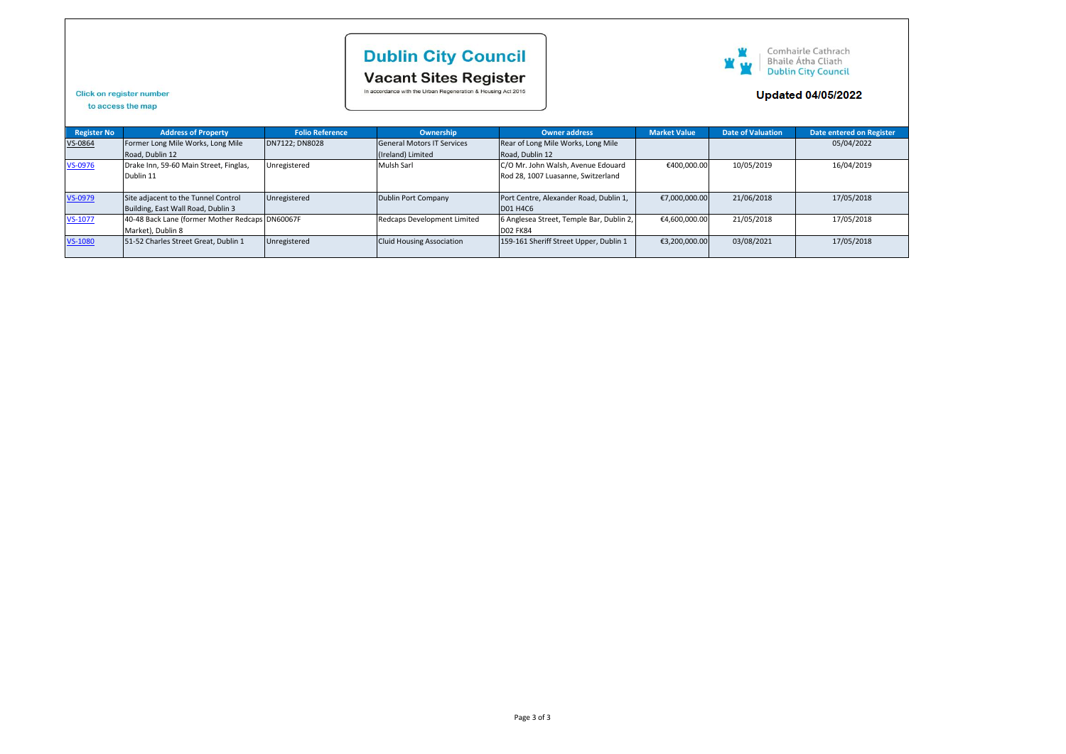Click on register number to access the map

# Dublin City Council

## Vacant Sites Register

In accordance with the Urban Regeneration & Housing Act 2015

Comhairle Cathrach Bhaile Átha Cliath Dublin City Council

**Updated 04/05/2022**

| Register No | Address of Property | Folio Reference | Ownership | Owner address | Market Value | Date of Valuation | Date entered on Register |
|---|---|---|---|---|---|---|---|
| VS-0864 | Former Long Mile Works, Long Mile Road, Dublin 12 | DN7122; DN8028 | General Motors IT Services (Ireland) Limited | Rear of Long Mile Works, Long Mile Road, Dublin 12 | | | 05/04/2022 |
| VS-0976 | Drake Inn, 59-60 Main Street, Finglas, Dublin 11 | Unregistered | Mulsh Sarl | C/O Mr. John Walsh, Avenue Edouard Rod 28, 1007 Luasanne, Switzerland | €400,000.00 | 10/05/2019 | 16/04/2019 |
| VS-0979 | Site adjacent to the Tunnel Control Building, East Wall Road, Dublin 3 | Unregistered | Dublin Port Company | Port Centre, Alexander Road, Dublin 1, D01 H4C6 | €7,000,000.00 | 21/06/2018 | 17/05/2018 |
| VS-1077 | 40-48 Back Lane (former Mother Redcaps Market), Dublin 8 | DN60067F | Redcaps Development Limited | 6 Anglesea Street, Temple Bar, Dublin 2, D02 FK84 | €4,600,000.00 | 21/05/2018 | 17/05/2018 |
| VS-1080 | 51-52 Charles Street Great, Dublin 1 | Unregistered | Cluid Housing Association | 159-161 Sheriff Street Upper, Dublin 1 | €3,200,000.00 | 03/08/2021 | 17/05/2018 |